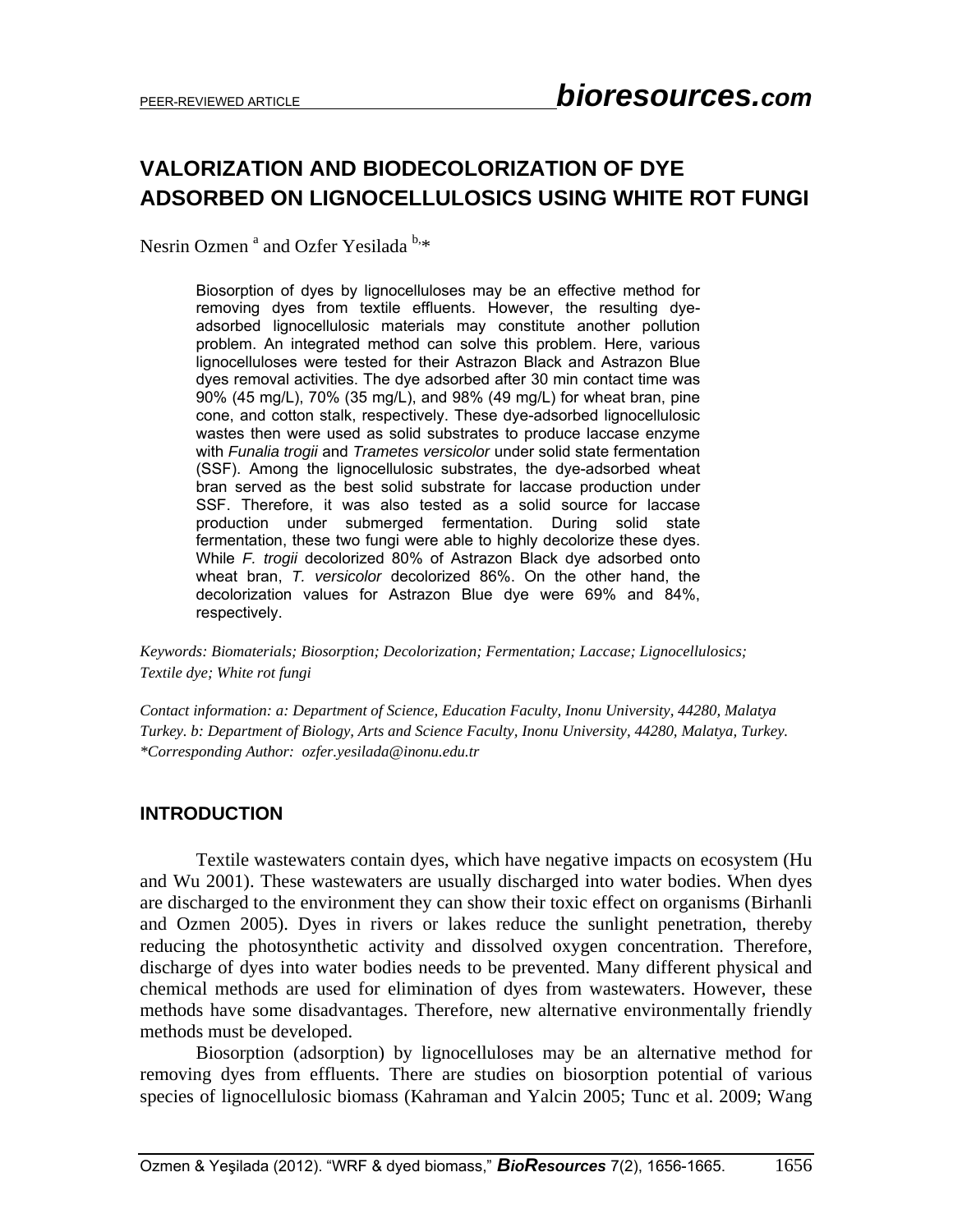# VALORIZATION AND BIODECOLORIZATION OF DYE ADSORBED ON LIGNOCELLULOSICS USING WHITE ROT FUNGI

Nesrin Ozmen [a] and Ozfer Yesilada [b,]*

Biosorption of dyes by lignocelluloses may be an effective method for removing dyes from textile effluents. However, the resulting dye-adsorbed lignocellulosic materials may constitute another pollution problem. An integrated method can solve this problem. Here, various lignocelluloses were tested for their Astrazon Black and Astrazon Blue dyes removal activities. The dye adsorbed after 30 min contact time was 90% (45 mg/L), 70% (35 mg/L), and 98% (49 mg/L) for wheat bran, pine cone, and cotton stalk, respectively. These dye-adsorbed lignocellulosic wastes then were used as solid substrates to produce laccase enzyme with *Funalia trogii* and *Trametes versicolor* under solid state fermentation (SSF). Among the lignocellulosic substrates, the dye-adsorbed wheat bran served as the best solid substrate for laccase production under SSF. Therefore, it was also tested as a solid source for laccase production under submerged fermentation. During solid state fermentation, these two fungi were able to highly decolorize these dyes. While *F. trogii* decolorized 80% of Astrazon Black dye adsorbed onto wheat bran, *T. versicolor* decolorized 86%. On the other hand, the decolorization values for Astrazon Blue dye were 69% and 84%, respectively.

*Keywords: Biomaterials; Biosorption; Decolorization; Fermentation; Laccase; Lignocellulosics; Textile dye; White rot fungi*

*Contact information: a: Department of Science, Education Faculty, Inonu University, 44280, Malatya Turkey. b: Department of Biology, Arts and Science Faculty, Inonu University, 44280, Malatya, Turkey. *Corresponding Author: ozfer.yesilada@inonu.edu.tr*

## INTRODUCTION

Textile wastewaters contain dyes, which have negative impacts on ecosystem (Hu and Wu 2001). These wastewaters are usually discharged into water bodies. When dyes are discharged to the environment they can show their toxic effect on organisms (Birhanli and Ozmen 2005). Dyes in rivers or lakes reduce the sunlight penetration, thereby reducing the photosynthetic activity and dissolved oxygen concentration. Therefore, discharge of dyes into water bodies needs to be prevented. Many different physical and chemical methods are used for elimination of dyes from wastewaters. However, these methods have some disadvantages. Therefore, new alternative environmentally friendly methods must be developed.

Biosorption (adsorption) by lignocelluloses may be an alternative method for removing dyes from effluents. There are studies on biosorption potential of various species of lignocellulosic biomass (Kahraman and Yalcin 2005; Tunc et al. 2009; Wang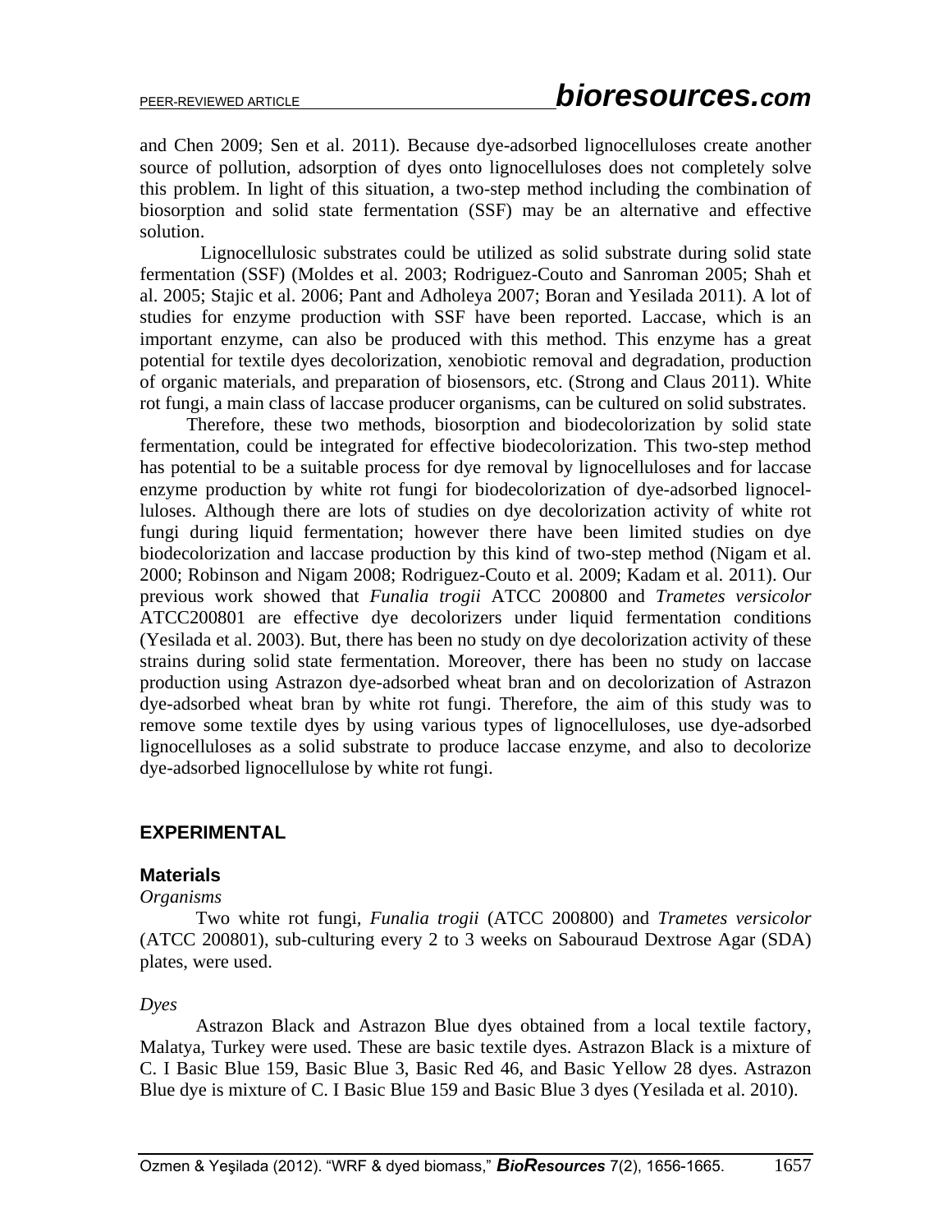and Chen 2009; Sen et al. 2011). Because dye-adsorbed lignocelluloses create another source of pollution, adsorption of dyes onto lignocelluloses does not completely solve this problem. In light of this situation, a two-step method including the combination of biosorption and solid state fermentation (SSF) may be an alternative and effective solution.

Lignocellulosic substrates could be utilized as solid substrate during solid state fermentation (SSF) (Moldes et al. 2003; Rodriguez-Couto and Sanroman 2005; Shah et al. 2005; Stajic et al. 2006; Pant and Adholeya 2007; Boran and Yesilada 2011). A lot of studies for enzyme production with SSF have been reported. Laccase, which is an important enzyme, can also be produced with this method. This enzyme has a great potential for textile dyes decolorization, xenobiotic removal and degradation, production of organic materials, and preparation of biosensors, etc. (Strong and Claus 2011). White rot fungi, a main class of laccase producer organisms, can be cultured on solid substrates.

Therefore, these two methods, biosorption and biodecolorization by solid state fermentation, could be integrated for effective biodecolorization. This two-step method has potential to be a suitable process for dye removal by lignocelluloses and for laccase enzyme production by white rot fungi for biodecolorization of dye-adsorbed lignocelluloses. Although there are lots of studies on dye decolorization activity of white rot fungi during liquid fermentation; however there have been limited studies on dye biodecolorization and laccase production by this kind of two-step method (Nigam et al. 2000; Robinson and Nigam 2008; Rodriguez-Couto et al. 2009; Kadam et al. 2011). Our previous work showed that *Funalia trogii* ATCC 200800 and *Trametes versicolor* ATCC200801 are effective dye decolorizers under liquid fermentation conditions (Yesilada et al. 2003). But, there has been no study on dye decolorization activity of these strains during solid state fermentation. Moreover, there has been no study on laccase production using Astrazon dye-adsorbed wheat bran and on decolorization of Astrazon dye-adsorbed wheat bran by white rot fungi. Therefore, the aim of this study was to remove some textile dyes by using various types of lignocelluloses, use dye-adsorbed lignocelluloses as a solid substrate to produce laccase enzyme, and also to decolorize dye-adsorbed lignocellulose by white rot fungi.

## EXPERIMENTAL

### Materials

*Organisms*

Two white rot fungi, *Funalia trogii* (ATCC 200800) and *Trametes versicolor* (ATCC 200801), sub-culturing every 2 to 3 weeks on Sabouraud Dextrose Agar (SDA) plates, were used.

*Dyes*

Astrazon Black and Astrazon Blue dyes obtained from a local textile factory, Malatya, Turkey were used. These are basic textile dyes. Astrazon Black is a mixture of C. I Basic Blue 159, Basic Blue 3, Basic Red 46, and Basic Yellow 28 dyes. Astrazon Blue dye is mixture of C. I Basic Blue 159 and Basic Blue 3 dyes (Yesilada et al. 2010).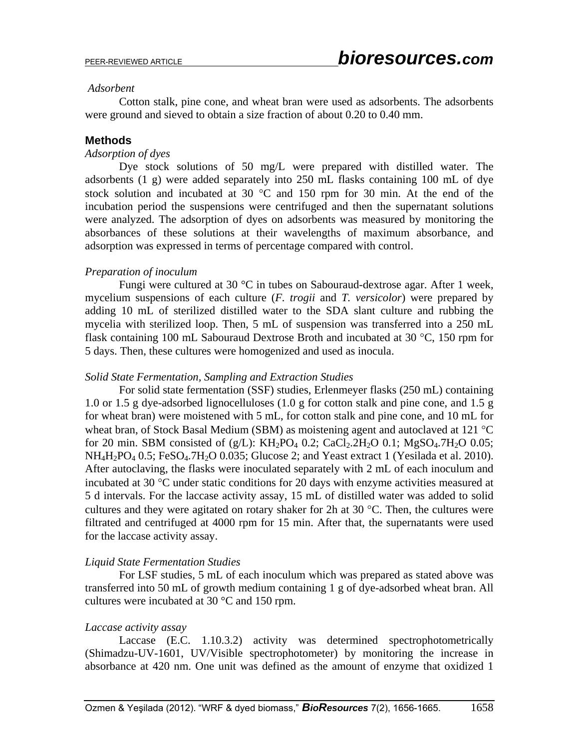*Adsorbent*

Cotton stalk, pine cone, and wheat bran were used as adsorbents. The adsorbents were ground and sieved to obtain a size fraction of about 0.20 to 0.40 mm.

## Methods

*Adsorption of dyes*

Dye stock solutions of 50 mg/L were prepared with distilled water. The adsorbents (1 g) were added separately into 250 mL flasks containing 100 mL of dye stock solution and incubated at 30 °C and 150 rpm for 30 min. At the end of the incubation period the suspensions were centrifuged and then the supernatant solutions were analyzed. The adsorption of dyes on adsorbents was measured by monitoring the absorbances of these solutions at their wavelengths of maximum absorbance, and adsorption was expressed in terms of percentage compared with control.

*Preparation of inoculum*

Fungi were cultured at 30 °C in tubes on Sabouraud-dextrose agar. After 1 week, mycelium suspensions of each culture (*F. trogii* and *T. versicolor*) were prepared by adding 10 mL of sterilized distilled water to the SDA slant culture and rubbing the mycelia with sterilized loop. Then, 5 mL of suspension was transferred into a 250 mL flask containing 100 mL Sabouraud Dextrose Broth and incubated at 30 °C, 150 rpm for 5 days. Then, these cultures were homogenized and used as inocula.

*Solid State Fermentation, Sampling and Extraction Studies*

For solid state fermentation (SSF) studies, Erlenmeyer flasks (250 mL) containing 1.0 or 1.5 g dye-adsorbed lignocelluloses (1.0 g for cotton stalk and pine cone, and 1.5 g for wheat bran) were moistened with 5 mL, for cotton stalk and pine cone, and 10 mL for wheat bran, of Stock Basal Medium (SBM) as moistening agent and autoclaved at 121 °C for 20 min. SBM consisted of (g/L): $KH_2PO_4$ 0.2; $CaCl_2.2H_2O$ 0.1; $MgSO_4.7H_2O$ 0.05; $NH_4H_2PO_4$ 0.5; $FeSO_4.7H_2O$ 0.035; Glucose 2; and Yeast extract 1 (Yesilada et al. 2010). After autoclaving, the flasks were inoculated separately with 2 mL of each inoculum and incubated at 30 °C under static conditions for 20 days with enzyme activities measured at 5 d intervals. For the laccase activity assay, 15 mL of distilled water was added to solid cultures and they were agitated on rotary shaker for 2h at 30 °C. Then, the cultures were filtrated and centrifuged at 4000 rpm for 15 min. After that, the supernatants were used for the laccase activity assay.

*Liquid State Fermentation Studies*

For LSF studies, 5 mL of each inoculum which was prepared as stated above was transferred into 50 mL of growth medium containing 1 g of dye-adsorbed wheat bran. All cultures were incubated at 30 °C and 150 rpm.

*Laccase activity assay*

Laccase (E.C. 1.10.3.2) activity was determined spectrophotometrically (Shimadzu-UV-1601, UV/Visible spectrophotometer) by monitoring the increase in absorbance at 420 nm. One unit was defined as the amount of enzyme that oxidized 1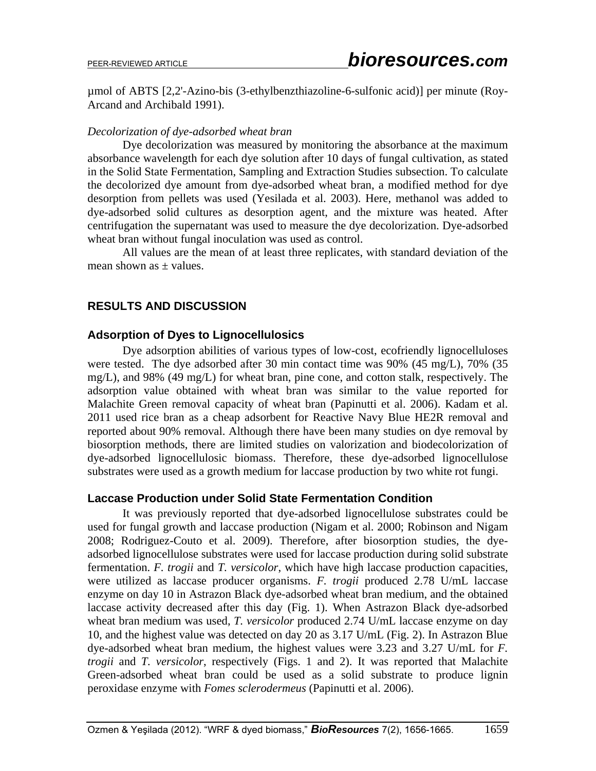µmol of ABTS [2,2'-Azino-bis (3-ethylbenzthiazoline-6-sulfonic acid)] per minute (Roy-Arcand and Archibald 1991).

*Decolorization of dye-adsorbed wheat bran*

Dye decolorization was measured by monitoring the absorbance at the maximum absorbance wavelength for each dye solution after 10 days of fungal cultivation, as stated in the Solid State Fermentation, Sampling and Extraction Studies subsection. To calculate the decolorized dye amount from dye-adsorbed wheat bran, a modified method for dye desorption from pellets was used (Yesilada et al. 2003). Here, methanol was added to dye-adsorbed solid cultures as desorption agent, and the mixture was heated. After centrifugation the supernatant was used to measure the dye decolorization. Dye-adsorbed wheat bran without fungal inoculation was used as control.

All values are the mean of at least three replicates, with standard deviation of the mean shown as ± values.

## RESULTS AND DISCUSSION

### Adsorption of Dyes to Lignocellulosics

Dye adsorption abilities of various types of low-cost, ecofriendly lignocelluloses were tested. The dye adsorbed after 30 min contact time was 90% (45 mg/L), 70% (35 mg/L), and 98% (49 mg/L) for wheat bran, pine cone, and cotton stalk, respectively. The adsorption value obtained with wheat bran was similar to the value reported for Malachite Green removal capacity of wheat bran (Papinutti et al. 2006). Kadam et al. 2011 used rice bran as a cheap adsorbent for Reactive Navy Blue HE2R removal and reported about 90% removal. Although there have been many studies on dye removal by biosorption methods, there are limited studies on valorization and biodecolorization of dye-adsorbed lignocellulosic biomass. Therefore, these dye-adsorbed lignocellulose substrates were used as a growth medium for laccase production by two white rot fungi.

### Laccase Production under Solid State Fermentation Condition

It was previously reported that dye-adsorbed lignocellulose substrates could be used for fungal growth and laccase production (Nigam et al. 2000; Robinson and Nigam 2008; Rodriguez-Couto et al. 2009). Therefore, after biosorption studies, the dye-adsorbed lignocellulose substrates were used for laccase production during solid substrate fermentation. *F. trogii* and *T. versicolor*, which have high laccase production capacities, were utilized as laccase producer organisms. *F. trogii* produced 2.78 U/mL laccase enzyme on day 10 in Astrazon Black dye-adsorbed wheat bran medium, and the obtained laccase activity decreased after this day (Fig. 1). When Astrazon Black dye-adsorbed wheat bran medium was used, *T. versicolor* produced 2.74 U/mL laccase enzyme on day 10, and the highest value was detected on day 20 as 3.17 U/mL (Fig. 2). In Astrazon Blue dye-adsorbed wheat bran medium, the highest values were 3.23 and 3.27 U/mL for *F. trogii* and *T. versicolor*, respectively (Figs. 1 and 2). It was reported that Malachite Green-adsorbed wheat bran could be used as a solid substrate to produce lignin peroxidase enzyme with *Fomes sclerodermeus* (Papinutti et al. 2006).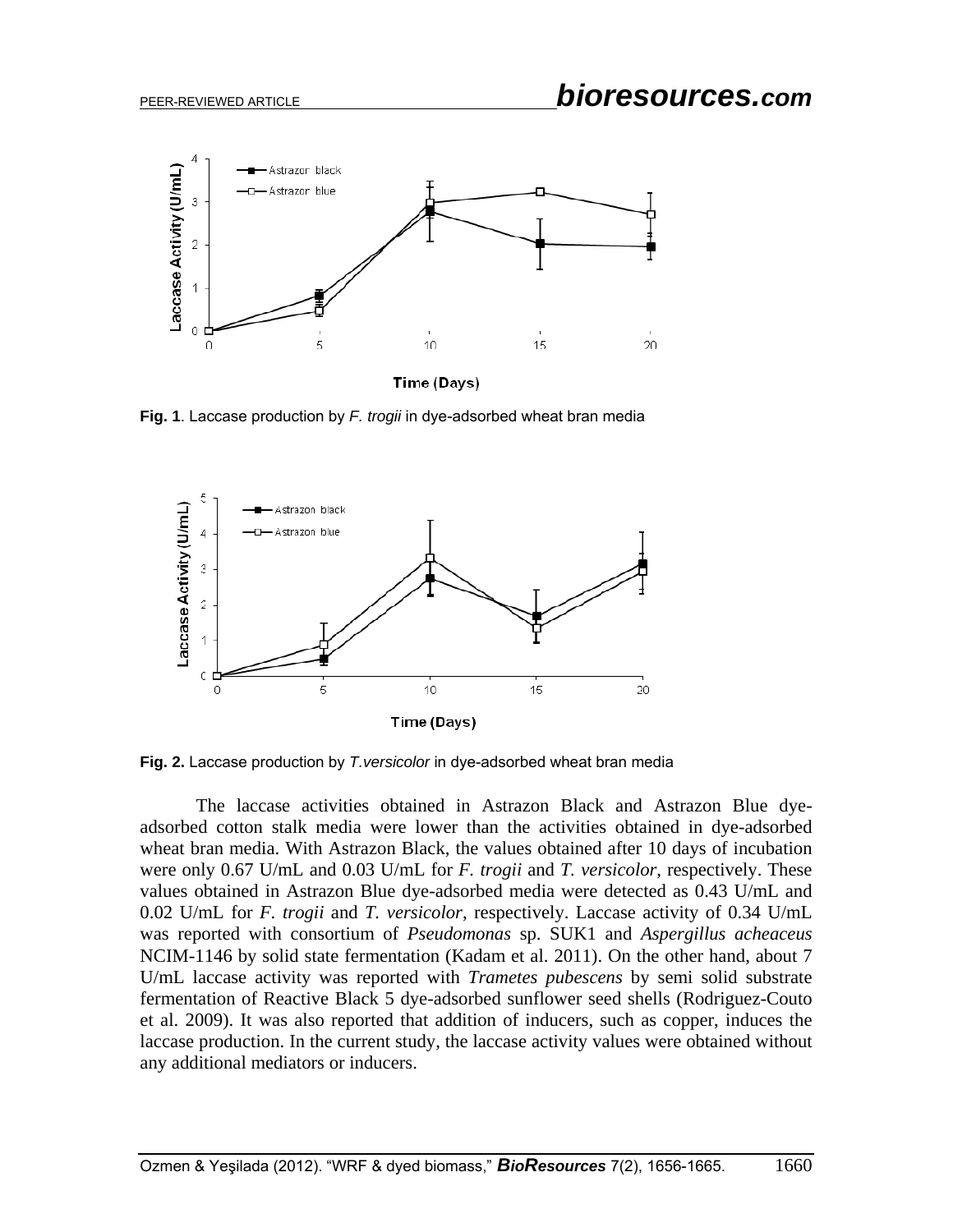**Fig. 1**. Laccase production by *F. trogii* in dye-adsorbed wheat bran media

**Fig. 2.** Laccase production by *T.versicolor* in dye-adsorbed wheat bran media

The laccase activities obtained in Astrazon Black and Astrazon Blue dye-adsorbed cotton stalk media were lower than the activities obtained in dye-adsorbed wheat bran media. With Astrazon Black, the values obtained after 10 days of incubation were only 0.67 U/mL and 0.03 U/mL for *F. trogii* and *T. versicolor*, respectively. These values obtained in Astrazon Blue dye-adsorbed media were detected as 0.43 U/mL and 0.02 U/mL for *F. trogii* and *T. versicolor*, respectively. Laccase activity of 0.34 U/mL was reported with consortium of *Pseudomonas* sp. SUK1 and *Aspergillus acheaceus* NCIM-1146 by solid state fermentation (Kadam et al. 2011). On the other hand, about 7 U/mL laccase activity was reported with *Trametes pubescens* by semi solid substrate fermentation of Reactive Black 5 dye-adsorbed sunflower seed shells (Rodriguez-Couto et al. 2009). It was also reported that addition of inducers, such as copper, induces the laccase production. In the current study, the laccase activity values were obtained without any additional mediators or inducers.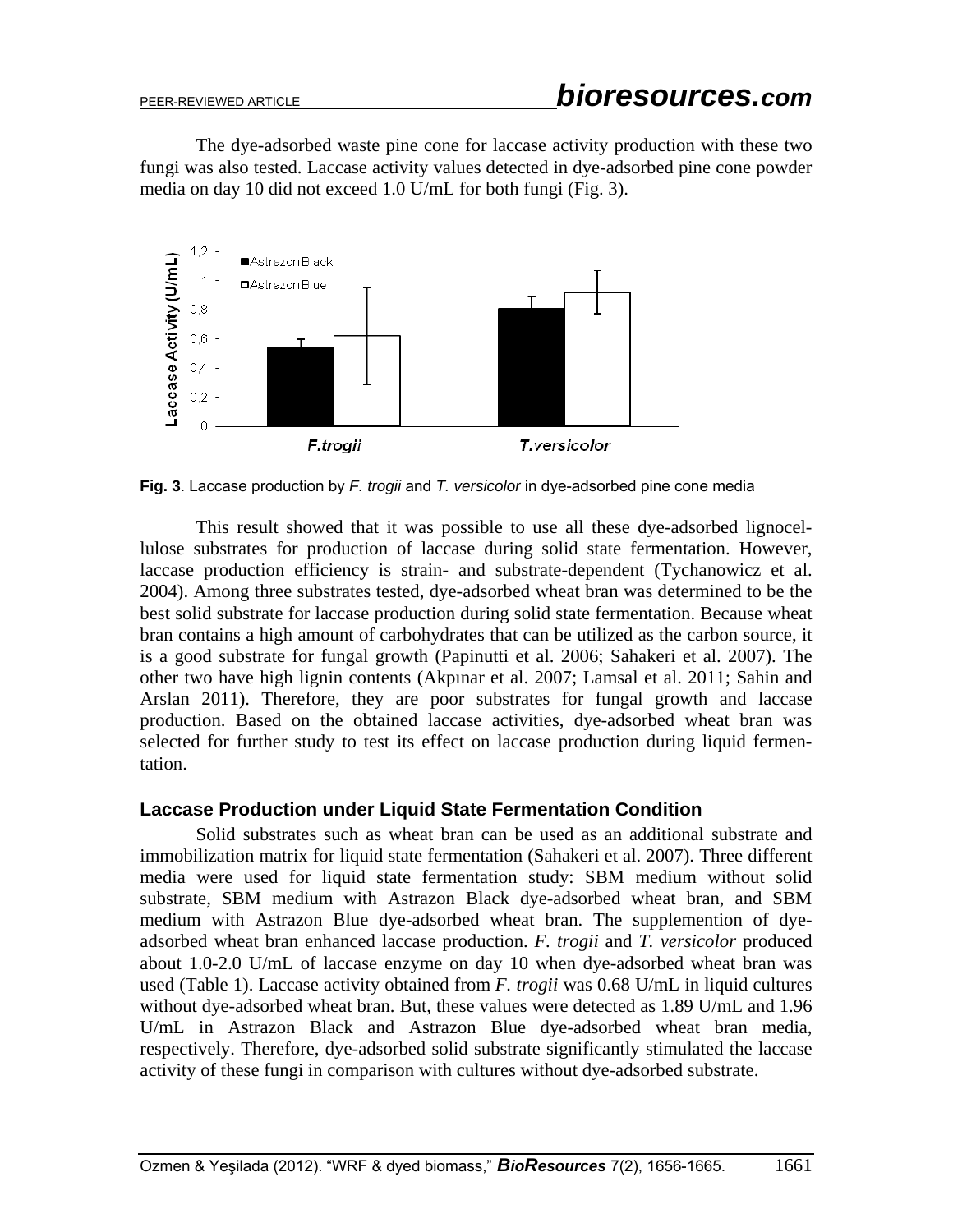The dye-adsorbed waste pine cone for laccase activity production with these two fungi was also tested. Laccase activity values detected in dye-adsorbed pine cone powder media on day 10 did not exceed 1.0 U/mL for both fungi (Fig. 3).

**Fig. 3**. Laccase production by *F. trogii* and *T. versicolor* in dye-adsorbed pine cone media

This result showed that it was possible to use all these dye-adsorbed lignocellulose substrates for production of laccase during solid state fermentation. However, laccase production efficiency is strain- and substrate-dependent (Tychanowicz et al. 2004). Among three substrates tested, dye-adsorbed wheat bran was determined to be the best solid substrate for laccase production during solid state fermentation. Because wheat bran contains a high amount of carbohydrates that can be utilized as the carbon source, it is a good substrate for fungal growth (Papinutti et al. 2006; Sahakeri et al. 2007). The other two have high lignin contents (Akpınar et al. 2007; Lamsal et al. 2011; Sahin and Arslan 2011). Therefore, they are poor substrates for fungal growth and laccase production. Based on the obtained laccase activities, dye-adsorbed wheat bran was selected for further study to test its effect on laccase production during liquid fermentation.

### Laccase Production under Liquid State Fermentation Condition

Solid substrates such as wheat bran can be used as an additional substrate and immobilization matrix for liquid state fermentation (Sahakeri et al. 2007). Three different media were used for liquid state fermentation study: SBM medium without solid substrate, SBM medium with Astrazon Black dye-adsorbed wheat bran, and SBM medium with Astrazon Blue dye-adsorbed wheat bran. The supplemention of dye-adsorbed wheat bran enhanced laccase production. *F. trogii* and *T. versicolor* produced about 1.0-2.0 U/mL of laccase enzyme on day 10 when dye-adsorbed wheat bran was used (Table 1). Laccase activity obtained from *F. trogii* was 0.68 U/mL in liquid cultures without dye-adsorbed wheat bran. But, these values were detected as 1.89 U/mL and 1.96 U/mL in Astrazon Black and Astrazon Blue dye-adsorbed wheat bran media, respectively. Therefore, dye-adsorbed solid substrate significantly stimulated the laccase activity of these fungi in comparison with cultures without dye-adsorbed substrate.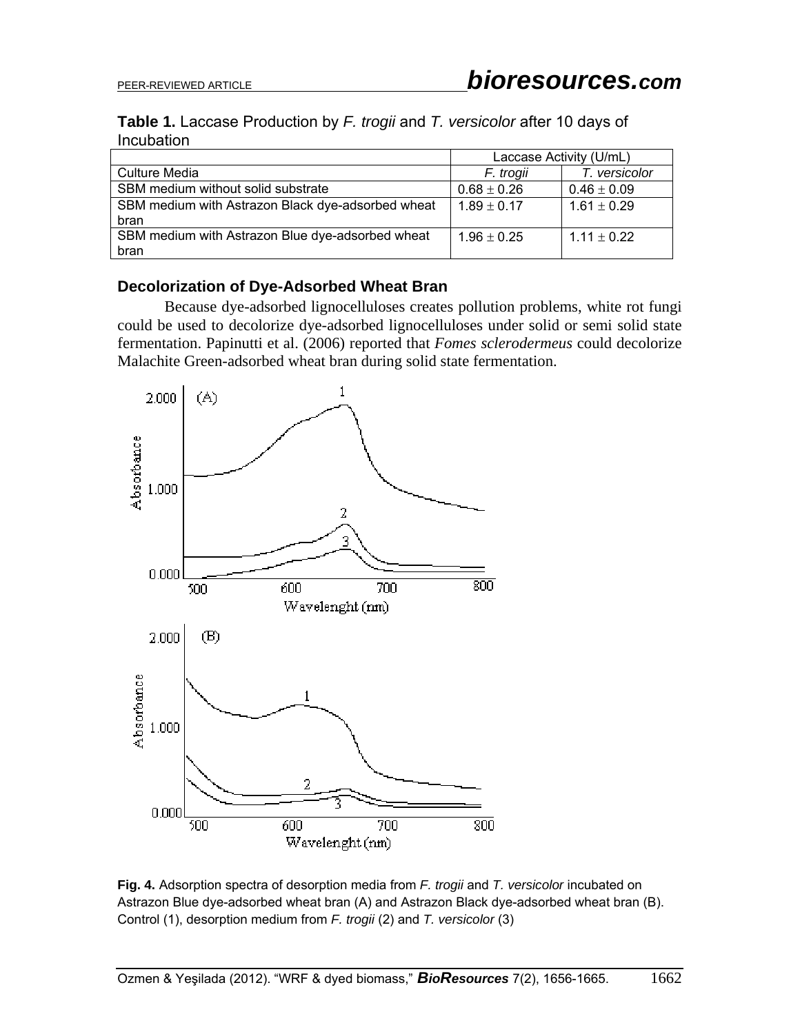**Table 1.** Laccase Production by *F. trogii* and *T. versicolor* after 10 days of Incubation

| | Laccase Activity (U/mL) | |
|---|---|---|
| Culture Media | *F. trogii* | *T. versicolor* |
| SBM medium without solid substrate | 0.68 ± 0.26 | 0.46 ± 0.09 |
| SBM medium with Astrazon Black dye-adsorbed wheat bran | 1.89 ± 0.17 | 1.61 ± 0.29 |
| SBM medium with Astrazon Blue dye-adsorbed wheat bran | 1.96 ± 0.25 | 1.11 ± 0.22 |

### Decolorization of Dye-Adsorbed Wheat Bran

Because dye-adsorbed lignocelluloses creates pollution problems, white rot fungi could be used to decolorize dye-adsorbed lignocelluloses under solid or semi solid state fermentation. Papinutti et al. (2006) reported that *Fomes sclerodermeus* could decolorize Malachite Green-adsorbed wheat bran during solid state fermentation.

**Fig. 4.** Adsorption spectra of desorption media from *F. trogii* and *T. versicolor* incubated on Astrazon Blue dye-adsorbed wheat bran (A) and Astrazon Black dye-adsorbed wheat bran (B). Control (1), desorption medium from *F. trogii* (2) and *T. versicolor* (3)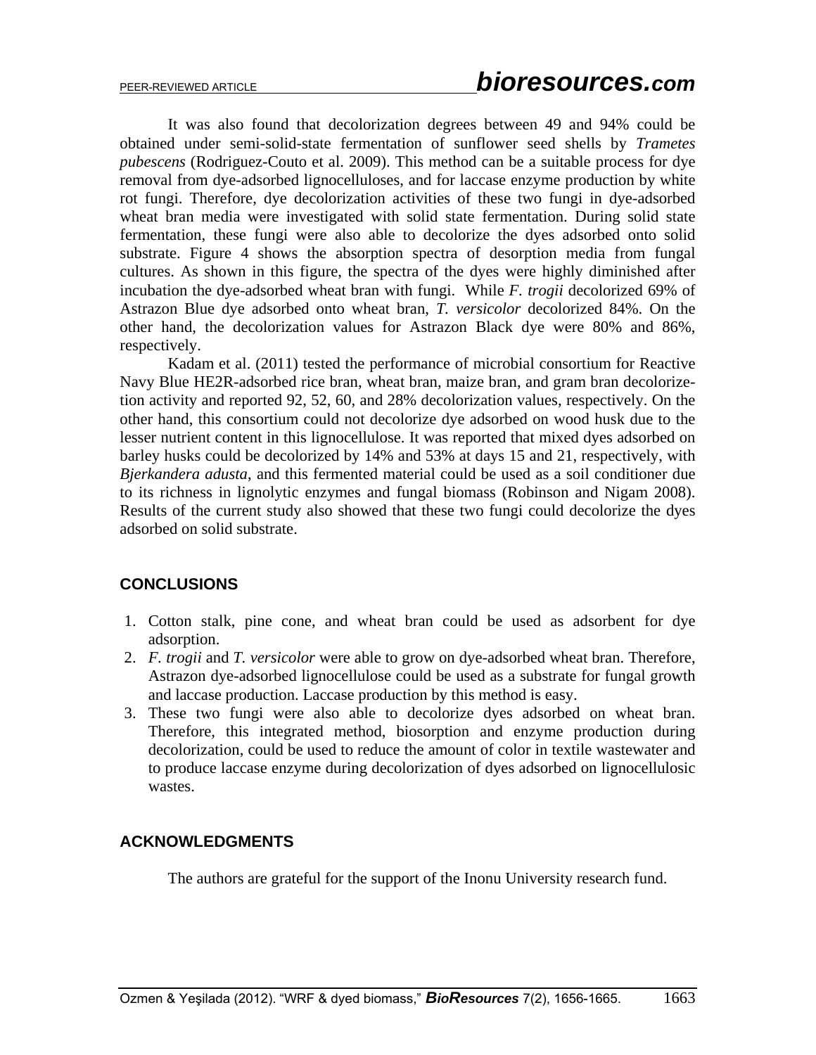It was also found that decolorization degrees between 49 and 94% could be obtained under semi-solid-state fermentation of sunflower seed shells by *Trametes pubescens* (Rodriguez-Couto et al. 2009). This method can be a suitable process for dye removal from dye-adsorbed lignocelluloses, and for laccase enzyme production by white rot fungi. Therefore, dye decolorization activities of these two fungi in dye-adsorbed wheat bran media were investigated with solid state fermentation. During solid state fermentation, these fungi were also able to decolorize the dyes adsorbed onto solid substrate. Figure 4 shows the absorption spectra of desorption media from fungal cultures. As shown in this figure, the spectra of the dyes were highly diminished after incubation the dye-adsorbed wheat bran with fungi. While *F. trogii* decolorized 69% of Astrazon Blue dye adsorbed onto wheat bran, *T. versicolor* decolorized 84%. On the other hand, the decolorization values for Astrazon Black dye were 80% and 86%, respectively.

Kadam et al. (2011) tested the performance of microbial consortium for Reactive Navy Blue HE2R-adsorbed rice bran, wheat bran, maize bran, and gram bran decolorize-tion activity and reported 92, 52, 60, and 28% decolorization values, respectively. On the other hand, this consortium could not decolorize dye adsorbed on wood husk due to the lesser nutrient content in this lignocellulose. It was reported that mixed dyes adsorbed on barley husks could be decolorized by 14% and 53% at days 15 and 21, respectively, with *Bjerkandera adusta*, and this fermented material could be used as a soil conditioner due to its richness in lignolytic enzymes and fungal biomass (Robinson and Nigam 2008). Results of the current study also showed that these two fungi could decolorize the dyes adsorbed on solid substrate.

## CONCLUSIONS

1. Cotton stalk, pine cone, and wheat bran could be used as adsorbent for dye adsorption.
2. *F. trogii* and *T. versicolor* were able to grow on dye-adsorbed wheat bran. Therefore, Astrazon dye-adsorbed lignocellulose could be used as a substrate for fungal growth and laccase production. Laccase production by this method is easy.
3. These two fungi were also able to decolorize dyes adsorbed on wheat bran. Therefore, this integrated method, biosorption and enzyme production during decolorization, could be used to reduce the amount of color in textile wastewater and to produce laccase enzyme during decolorization of dyes adsorbed on lignocellulosic wastes.

## ACKNOWLEDGMENTS

The authors are grateful for the support of the Inonu University research fund.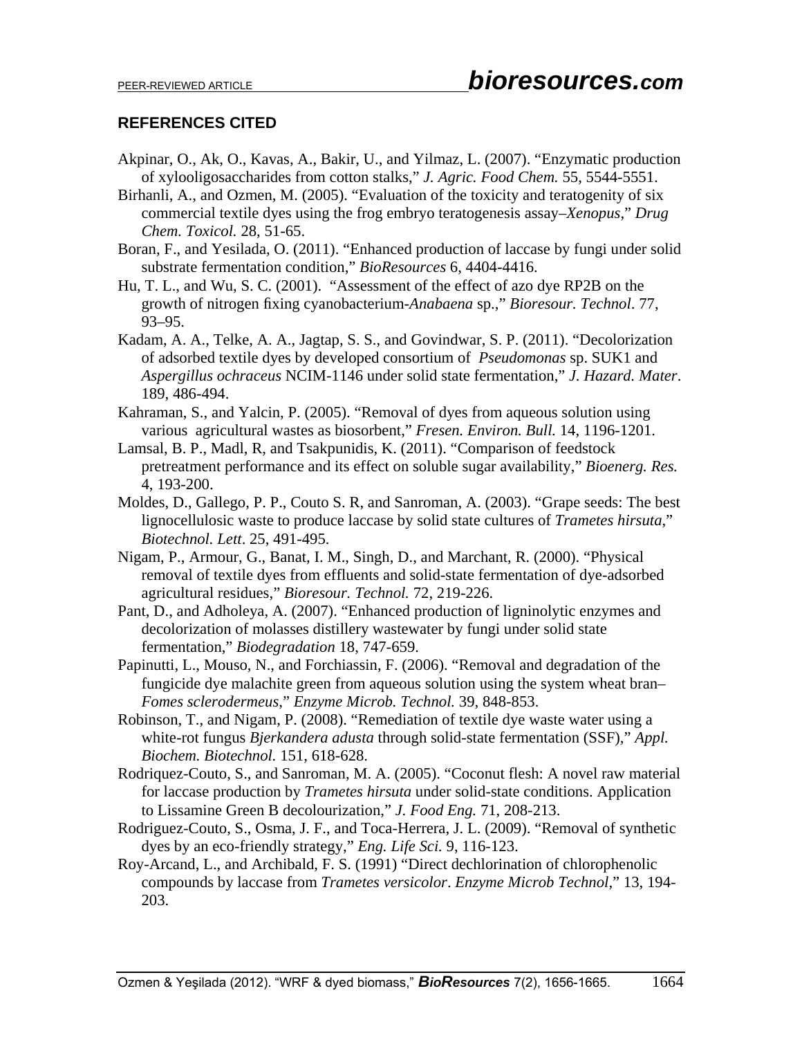## REFERENCES CITED

Akpinar, O., Ak, O., Kavas, A., Bakir, U., and Yilmaz, L. (2007). "Enzymatic production of xylooligosaccharides from cotton stalks," *J. Agric. Food Chem.* 55, 5544-5551.

Birhanli, A., and Ozmen, M. (2005). "Evaluation of the toxicity and teratogenity of six commercial textile dyes using the frog embryo teratogenesis assay–*Xenopus*," *Drug Chem. Toxicol.* 28, 51-65.

Boran, F., and Yesilada, O. (2011). "Enhanced production of laccase by fungi under solid substrate fermentation condition," *BioResources* 6, 4404-4416.

Hu, T. L., and Wu, S. C. (2001). "Assessment of the effect of azo dye RP2B on the growth of nitrogen fixing cyanobacterium-*Anabaena* sp.," *Bioresour. Technol*. 77, 93–95.

Kadam, A. A., Telke, A. A., Jagtap, S. S., and Govindwar, S. P. (2011). "Decolorization of adsorbed textile dyes by developed consortium of *Pseudomonas* sp. SUK1 and *Aspergillus ochraceus* NCIM-1146 under solid state fermentation," *J. Hazard. Mater*. 189, 486-494.

Kahraman, S., and Yalcin, P. (2005). "Removal of dyes from aqueous solution using various agricultural wastes as biosorbent," *Fresen. Environ. Bull.* 14, 1196-1201.

Lamsal, B. P., Madl, R, and Tsakpunidis, K. (2011). "Comparison of feedstock pretreatment performance and its effect on soluble sugar availability," *Bioenerg. Res.* 4, 193-200.

Moldes, D., Gallego, P. P., Couto S. R, and Sanroman, A. (2003). "Grape seeds: The best lignocellulosic waste to produce laccase by solid state cultures of *Trametes hirsuta*," *Biotechnol. Lett*. 25, 491-495.

Nigam, P., Armour, G., Banat, I. M., Singh, D., and Marchant, R. (2000). "Physical removal of textile dyes from effluents and solid-state fermentation of dye-adsorbed agricultural residues," *Bioresour. Technol.* 72, 219-226.

Pant, D., and Adholeya, A. (2007). "Enhanced production of ligninolytic enzymes and decolorization of molasses distillery wastewater by fungi under solid state fermentation," *Biodegradation* 18, 747-659.

Papinutti, L., Mouso, N., and Forchiassin, F. (2006). "Removal and degradation of the fungicide dye malachite green from aqueous solution using the system wheat bran–*Fomes sclerodermeus*," *Enzyme Microb. Technol.* 39, 848-853.

Robinson, T., and Nigam, P. (2008). "Remediation of textile dye waste water using a white-rot fungus *Bjerkandera adusta* through solid-state fermentation (SSF)," *Appl. Biochem. Biotechnol.* 151, 618-628.

Rodriquez-Couto, S., and Sanroman, M. A. (2005). "Coconut flesh: A novel raw material for laccase production by *Trametes hirsuta* under solid-state conditions. Application to Lissamine Green B decolourization," *J. Food Eng.* 71, 208-213.

Rodriguez-Couto, S., Osma, J. F., and Toca-Herrera, J. L. (2009). "Removal of synthetic dyes by an eco-friendly strategy," *Eng. Life Sci.* 9, 116-123.

Roy-Arcand, L., and Archibald, F. S. (1991) "Direct dechlorination of chlorophenolic compounds by laccase from *Trametes versicolor*. *Enzyme Microb Technol*," 13, 194-203.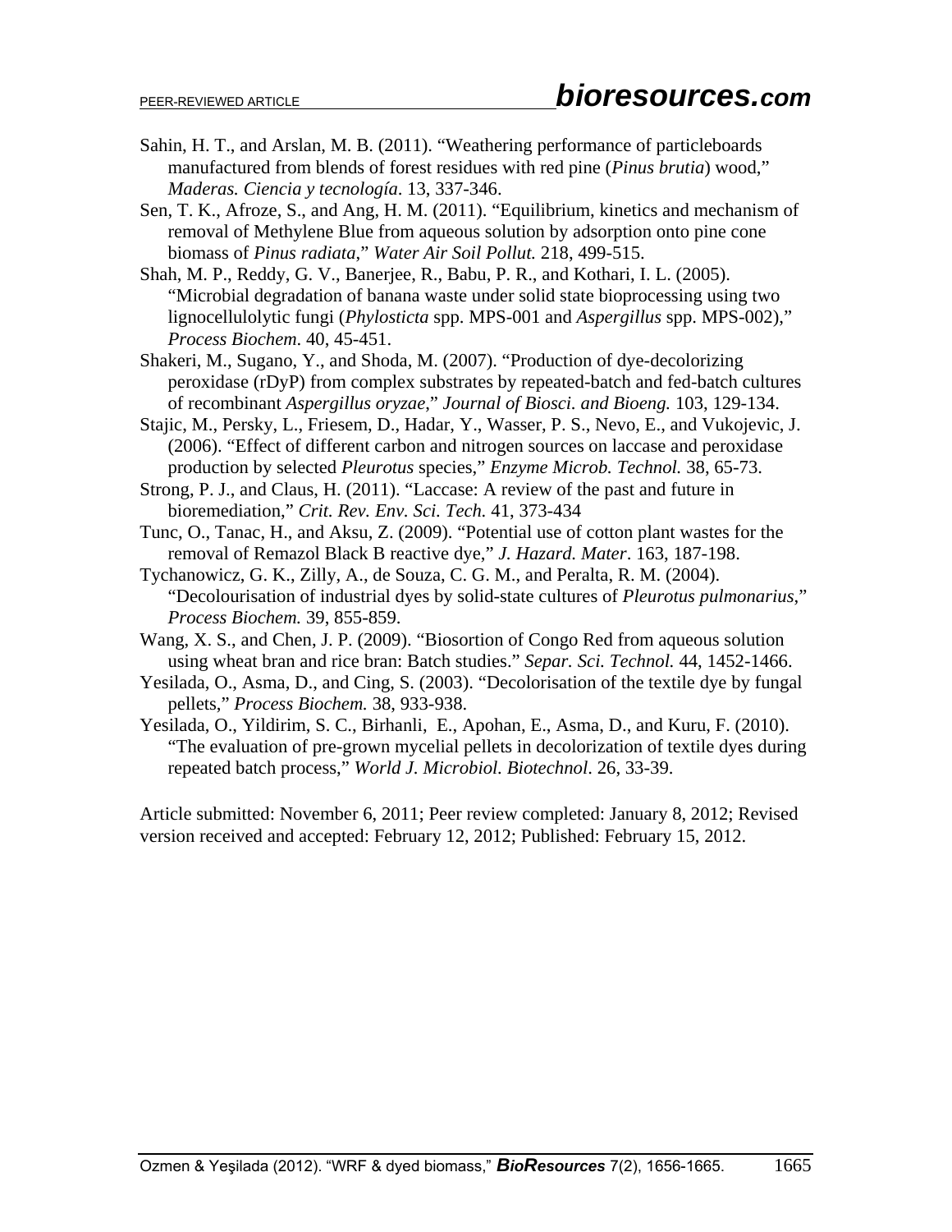Sahin, H. T., and Arslan, M. B. (2011). "Weathering performance of particleboards manufactured from blends of forest residues with red pine (*Pinus brutia*) wood," *Maderas. Ciencia y tecnología*. 13, 337-346.

Sen, T. K., Afroze, S., and Ang, H. M. (2011). "Equilibrium, kinetics and mechanism of removal of Methylene Blue from aqueous solution by adsorption onto pine cone biomass of *Pinus radiata*," *Water Air Soil Pollut.* 218, 499-515.

Shah, M. P., Reddy, G. V., Banerjee, R., Babu, P. R., and Kothari, I. L. (2005). "Microbial degradation of banana waste under solid state bioprocessing using two lignocellulolytic fungi (*Phylosticta* spp. MPS-001 and *Aspergillus* spp. MPS-002)," *Process Biochem*. 40, 45-451.

Shakeri, M., Sugano, Y., and Shoda, M. (2007). "Production of dye-decolorizing peroxidase (rDyP) from complex substrates by repeated-batch and fed-batch cultures of recombinant *Aspergillus oryzae*," *Journal of Biosci. and Bioeng.* 103, 129-134.

Stajic, M., Persky, L., Friesem, D., Hadar, Y., Wasser, P. S., Nevo, E., and Vukojevic, J. (2006). "Effect of different carbon and nitrogen sources on laccase and peroxidase production by selected *Pleurotus* species," *Enzyme Microb. Technol.* 38, 65-73.

Strong, P. J., and Claus, H. (2011). "Laccase: A review of the past and future in bioremediation," *Crit. Rev. Env. Sci. Tech.* 41, 373-434

Tunc, O., Tanac, H., and Aksu, Z. (2009). "Potential use of cotton plant wastes for the removal of Remazol Black B reactive dye," *J. Hazard. Mater*. 163, 187-198.

Tychanowicz, G. K., Zilly, A., de Souza, C. G. M., and Peralta, R. M. (2004). "Decolourisation of industrial dyes by solid-state cultures of *Pleurotus pulmonarius*," *Process Biochem.* 39, 855-859.

Wang, X. S., and Chen, J. P. (2009). "Biosortion of Congo Red from aqueous solution using wheat bran and rice bran: Batch studies." *Separ. Sci. Technol.* 44, 1452-1466.

Yesilada, O., Asma, D., and Cing, S. (2003). "Decolorisation of the textile dye by fungal pellets," *Process Biochem.* 38, 933-938.

Yesilada, O., Yildirim, S. C., Birhanli, E., Apohan, E., Asma, D., and Kuru, F. (2010). "The evaluation of pre-grown mycelial pellets in decolorization of textile dyes during repeated batch process," *World J. Microbiol. Biotechnol*. 26, 33-39.

Article submitted: November 6, 2011; Peer review completed: January 8, 2012; Revised version received and accepted: February 12, 2012; Published: February 15, 2012.